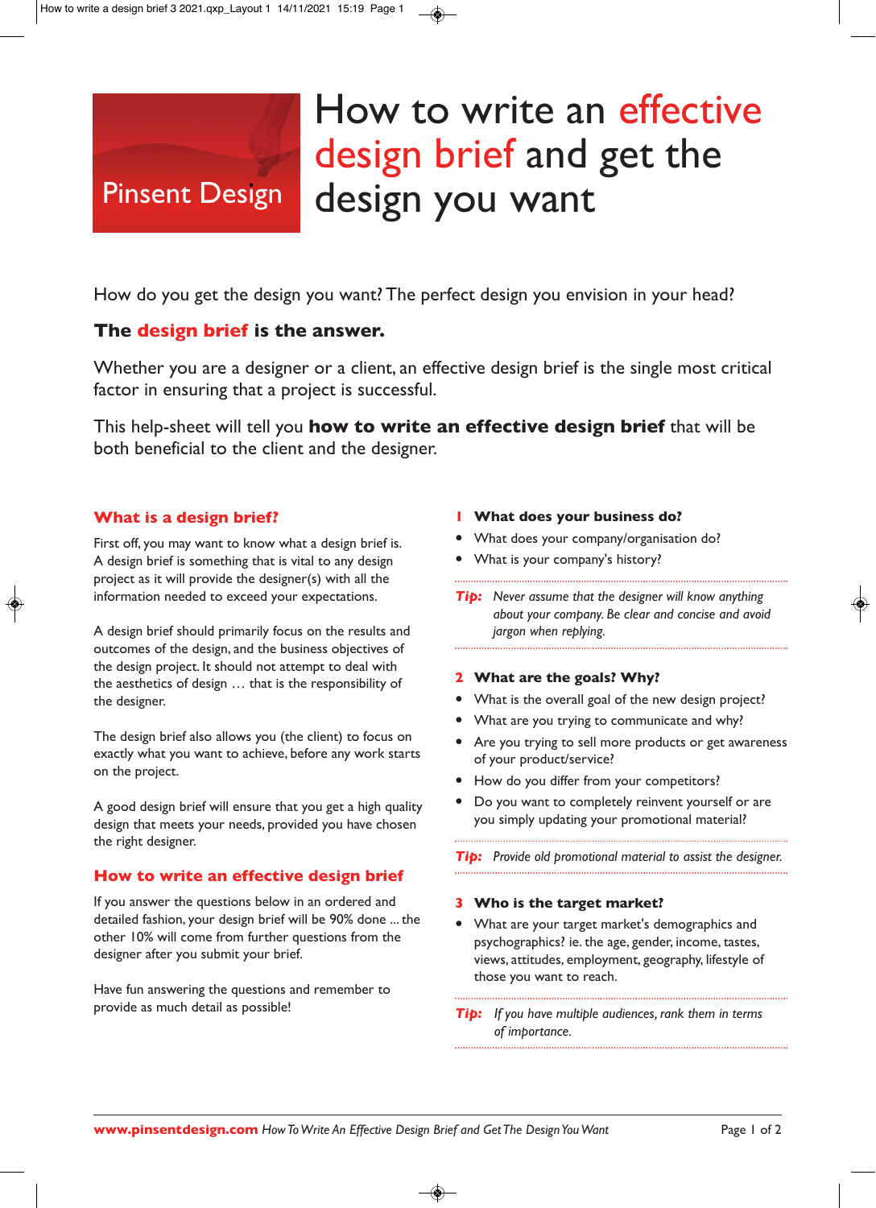Pinsent Design

# How to write an effective design brief and get the design you want

How do you get the design you want? The perfect design you envision in your head?

**The design brief is the answer.**

Whether you are a designer or a client, an effective design brief is the single most critical factor in ensuring that a project is successful.

This help-sheet will tell you **how to write an effective design brief** that will be both beneficial to the client and the designer.

## What is a design brief?

First off, you may want to know what a design brief is. A design brief is something that is vital to any design project as it will provide the designer(s) with all the information needed to exceed your expectations.

A design brief should primarily focus on the results and outcomes of the design, and the business objectives of the design project. It should not attempt to deal with the aesthetics of design … that is the responsibility of the designer.

The design brief also allows you (the client) to focus on exactly what you want to achieve, before any work starts on the project.

A good design brief will ensure that you get a high quality design that meets your needs, provided you have chosen the right designer.

## How to write an effective design brief

If you answer the questions below in an ordered and detailed fashion, your design brief will be 90% done ... the other 10% will come from further questions from the designer after you submit your brief.

Have fun answering the questions and remember to provide as much detail as possible!

### 1 What does your business do?

- What does your company/organisation do?
- What is your company's history?

**Tip:** *Never assume that the designer will know anything about your company. Be clear and concise and avoid jargon when replying.*

### 2 What are the goals? Why?

- What is the overall goal of the new design project?
- What are you trying to communicate and why?
- Are you trying to sell more products or get awareness of your product/service?
- How do you differ from your competitors?
- Do you want to completely reinvent yourself or are you simply updating your promotional material?

**Tip:** *Provide old promotional material to assist the designer.*

### 3 Who is the target market?

- What are your target market's demographics and psychographics? ie. the age, gender, income, tastes, views, attitudes, employment, geography, lifestyle of those you want to reach.

**Tip:** *If you have multiple audiences, rank them in terms of importance.*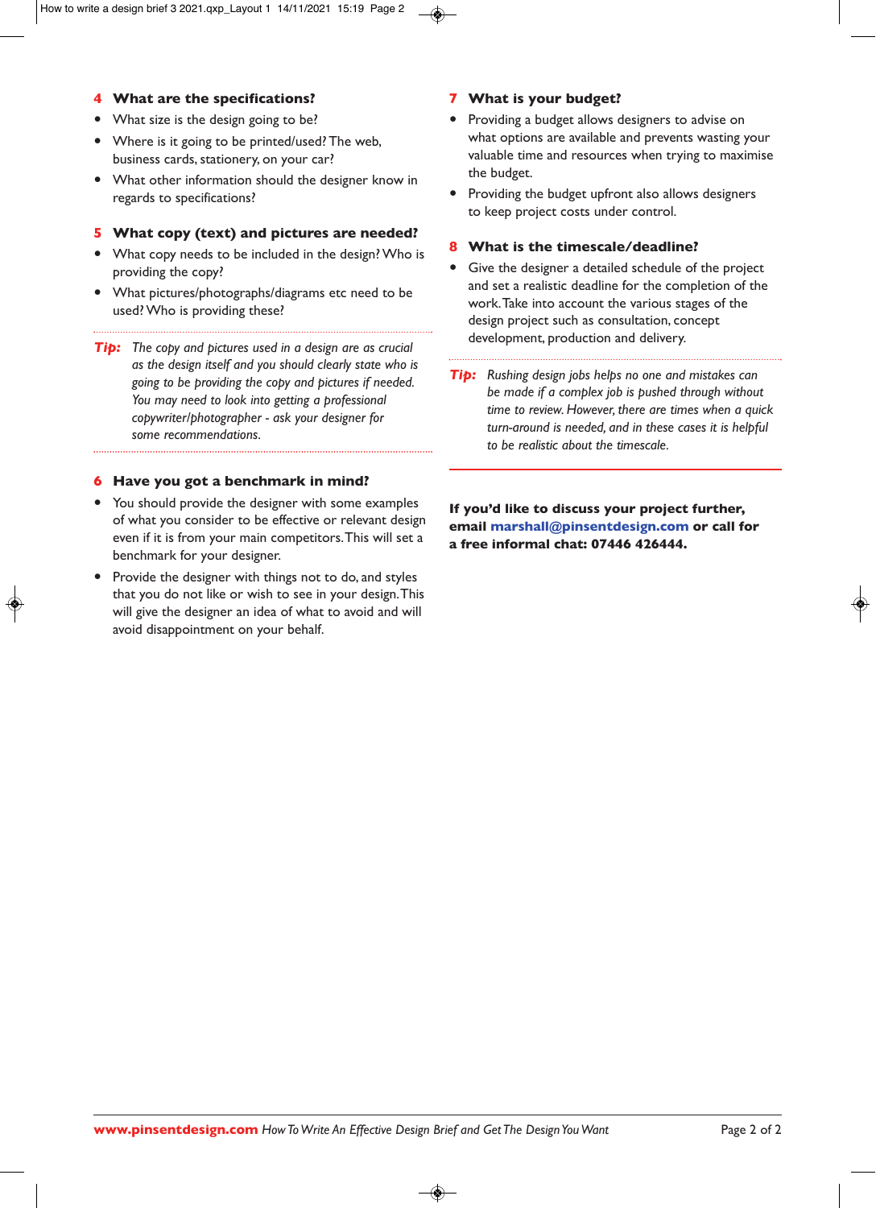## 4 What are the specifications?

- What size is the design going to be?
- Where is it going to be printed/used? The web, business cards, stationery, on your car?
- What other information should the designer know in regards to specifications?

## 5 What copy (text) and pictures are needed?

- What copy needs to be included in the design? Who is providing the copy?
- What pictures/photographs/diagrams etc need to be used? Who is providing these?

**Tip:** *The copy and pictures used in a design are as crucial as the design itself and you should clearly state who is going to be providing the copy and pictures if needed. You may need to look into getting a professional copywriter/photographer - ask your designer for some recommendations.*

## 6 Have you got a benchmark in mind?

- You should provide the designer with some examples of what you consider to be effective or relevant design even if it is from your main competitors. This will set a benchmark for your designer.
- Provide the designer with things not to do, and styles that you do not like or wish to see in your design. This will give the designer an idea of what to avoid and will avoid disappointment on your behalf.

## 7 What is your budget?

- Providing a budget allows designers to advise on what options are available and prevents wasting your valuable time and resources when trying to maximise the budget.
- Providing the budget upfront also allows designers to keep project costs under control.

## 8 What is the timescale/deadline?

- Give the designer a detailed schedule of the project and set a realistic deadline for the completion of the work. Take into account the various stages of the design project such as consultation, concept development, production and delivery.

**Tip:** *Rushing design jobs helps no one and mistakes can be made if a complex job is pushed through without time to review. However, there are times when a quick turn-around is needed, and in these cases it is helpful to be realistic about the timescale.*

**If you'd like to discuss your project further, email marshall@pinsentdesign.com or call for a free informal chat: 07446 426444.**